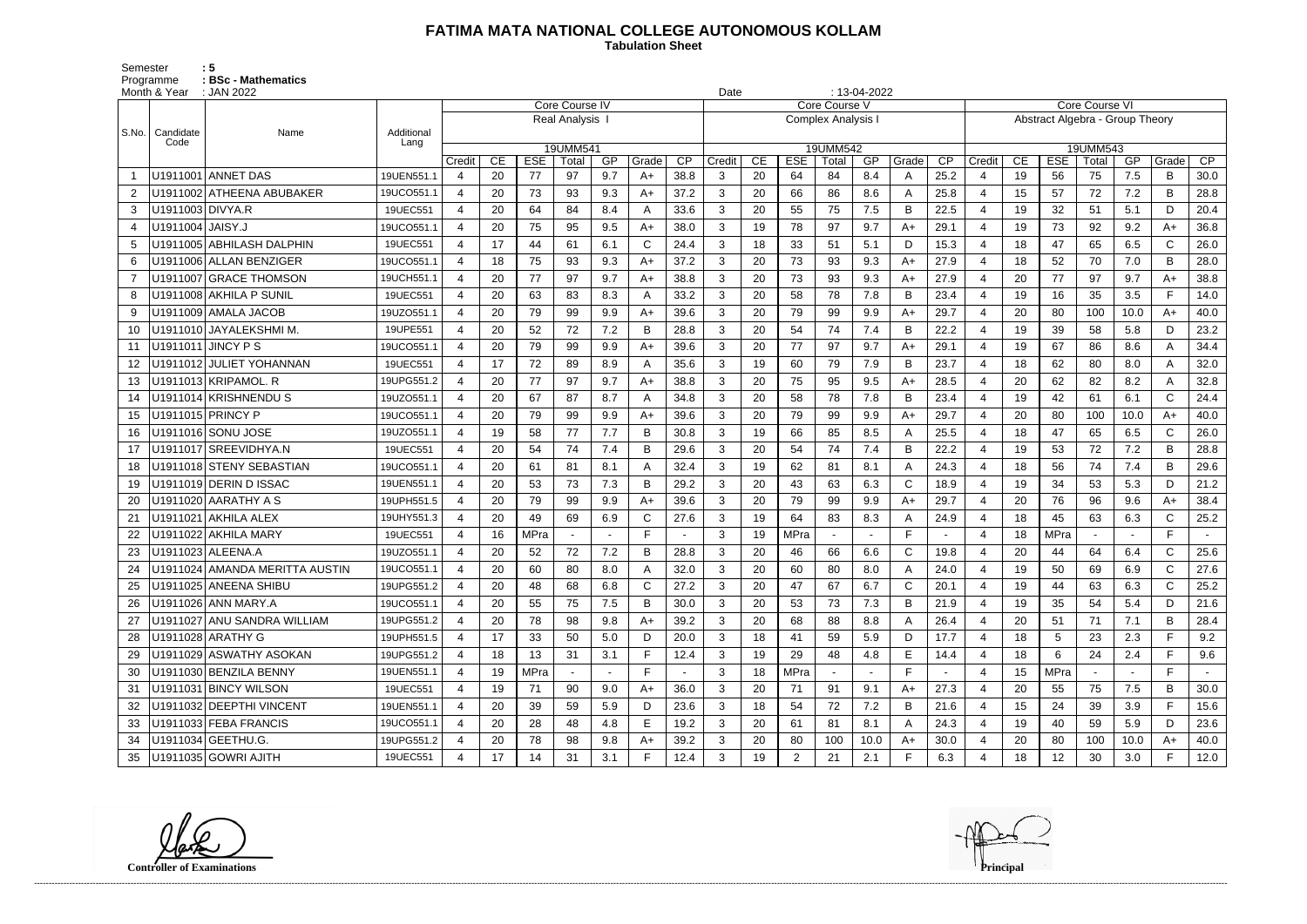# FATIMA MATA NATIONAL COLLEGE AUTONOMOUS KOLLAM

**Tabulation Sheet**

Semester : 5
Programme : BSc - Mathematics
Month & Year : JAN 2022 Date : 13-04-2022

| S.No. | Candidate Code | Name | Additional Lang | Core Course IV | | | | | | | Core Course V | | | | | | | Core Course VI | | | | | | |
|---|---|---|---|---|---|---|---|---|---|---|---|---|---|---|---|---|---|---|---|---|---|---|---|---|
| | | | | Real Analysis I | | | | | | | Complex Analysis I | | | | | | | Abstract Algebra - Group Theory | | | | | | |
| | | | | 19UMM541 | | | | | | | 19UMM542 | | | | | | | 19UMM543 | | | | | | |
| | | | | Credit | CE | ESE | Total | GP | Grade | CP | Credit | CE | ESE | Total | GP | Grade | CP | Credit | CE | ESE | Total | GP | Grade | CP |
| 1 | U1911001 | ANNET DAS | 19UEN551.1 | 4 | 20 | 77 | 97 | 9.7 | A+ | 38.8 | 3 | 20 | 64 | 84 | 8.4 | A | 25.2 | 4 | 19 | 56 | 75 | 7.5 | B | 30.0 |
| 2 | U1911002 | ATHEENA ABUBAKER | 19UCO551.1 | 4 | 20 | 73 | 93 | 9.3 | A+ | 37.2 | 3 | 20 | 66 | 86 | 8.6 | A | 25.8 | 4 | 15 | 57 | 72 | 7.2 | B | 28.8 |
| 3 | U1911003 | DIVYA.R | 19UEC551 | 4 | 20 | 64 | 84 | 8.4 | A | 33.6 | 3 | 20 | 55 | 75 | 7.5 | B | 22.5 | 4 | 19 | 32 | 51 | 5.1 | D | 20.4 |
| 4 | U1911004 | JAISY.J | 19UCO551.1 | 4 | 20 | 75 | 95 | 9.5 | A+ | 38.0 | 3 | 19 | 78 | 97 | 9.7 | A+ | 29.1 | 4 | 19 | 73 | 92 | 9.2 | A+ | 36.8 |
| 5 | U1911005 | ABHILASH DALPHIN | 19UEC551 | 4 | 17 | 44 | 61 | 6.1 | C | 24.4 | 3 | 18 | 33 | 51 | 5.1 | D | 15.3 | 4 | 18 | 47 | 65 | 6.5 | C | 26.0 |
| 6 | U1911006 | ALLAN BENZIGER | 19UCO551.1 | 4 | 18 | 75 | 93 | 9.3 | A+ | 37.2 | 3 | 20 | 73 | 93 | 9.3 | A+ | 27.9 | 4 | 18 | 52 | 70 | 7.0 | B | 28.0 |
| 7 | U1911007 | GRACE THOMSON | 19UCH551.1 | 4 | 20 | 77 | 97 | 9.7 | A+ | 38.8 | 3 | 20 | 73 | 93 | 9.3 | A+ | 27.9 | 4 | 20 | 77 | 97 | 9.7 | A+ | 38.8 |
| 8 | U1911008 | AKHILA P SUNIL | 19UEC551 | 4 | 20 | 63 | 83 | 8.3 | A | 33.2 | 3 | 20 | 58 | 78 | 7.8 | B | 23.4 | 4 | 19 | 16 | 35 | 3.5 | F | 14.0 |
| 9 | U1911009 | AMALA JACOB | 19UZO551.1 | 4 | 20 | 79 | 99 | 9.9 | A+ | 39.6 | 3 | 20 | 79 | 99 | 9.9 | A+ | 29.7 | 4 | 20 | 80 | 100 | 10.0 | A+ | 40.0 |
| 10 | U1911010 | JAYALEKSHMI M. | 19UPE551 | 4 | 20 | 52 | 72 | 7.2 | B | 28.8 | 3 | 20 | 54 | 74 | 7.4 | B | 22.2 | 4 | 19 | 39 | 58 | 5.8 | D | 23.2 |
| 11 | U1911011 | JINCY P S | 19UCO551.1 | 4 | 20 | 79 | 99 | 9.9 | A+ | 39.6 | 3 | 20 | 77 | 97 | 9.7 | A+ | 29.1 | 4 | 19 | 67 | 86 | 8.6 | A | 34.4 |
| 12 | U1911012 | JULIET YOHANNAN | 19UEC551 | 4 | 17 | 72 | 89 | 8.9 | A | 35.6 | 3 | 19 | 60 | 79 | 7.9 | B | 23.7 | 4 | 18 | 62 | 80 | 8.0 | A | 32.0 |
| 13 | U1911013 | KRIPAMOL. R | 19UPG551.2 | 4 | 20 | 77 | 97 | 9.7 | A+ | 38.8 | 3 | 20 | 75 | 95 | 9.5 | A+ | 28.5 | 4 | 20 | 62 | 82 | 8.2 | A | 32.8 |
| 14 | U1911014 | KRISHNENDU S | 19UZO551.1 | 4 | 20 | 67 | 87 | 8.7 | A | 34.8 | 3 | 20 | 58 | 78 | 7.8 | B | 23.4 | 4 | 19 | 42 | 61 | 6.1 | C | 24.4 |
| 15 | U1911015 | PRINCY P | 19UCO551.1 | 4 | 20 | 79 | 99 | 9.9 | A+ | 39.6 | 3 | 20 | 79 | 99 | 9.9 | A+ | 29.7 | 4 | 20 | 80 | 100 | 10.0 | A+ | 40.0 |
| 16 | U1911016 | SONU JOSE | 19UZO551.1 | 4 | 19 | 58 | 77 | 7.7 | B | 30.8 | 3 | 19 | 66 | 85 | 8.5 | A | 25.5 | 4 | 18 | 47 | 65 | 6.5 | C | 26.0 |
| 17 | U1911017 | SREEVIDHYA.N | 19UEC551 | 4 | 20 | 54 | 74 | 7.4 | B | 29.6 | 3 | 20 | 54 | 74 | 7.4 | B | 22.2 | 4 | 19 | 53 | 72 | 7.2 | B | 28.8 |
| 18 | U1911018 | STENY SEBASTIAN | 19UCO551.1 | 4 | 20 | 61 | 81 | 8.1 | A | 32.4 | 3 | 19 | 62 | 81 | 8.1 | A | 24.3 | 4 | 18 | 56 | 74 | 7.4 | B | 29.6 |
| 19 | U1911019 | DERIN D ISSAC | 19UEN551.1 | 4 | 20 | 53 | 73 | 7.3 | B | 29.2 | 3 | 20 | 43 | 63 | 6.3 | C | 18.9 | 4 | 19 | 34 | 53 | 5.3 | D | 21.2 |
| 20 | U1911020 | AARATHY A S | 19UPH551.5 | 4 | 20 | 79 | 99 | 9.9 | A+ | 39.6 | 3 | 20 | 79 | 99 | 9.9 | A+ | 29.7 | 4 | 20 | 76 | 96 | 9.6 | A+ | 38.4 |
| 21 | U1911021 | AKHILA ALEX | 19UHY551.3 | 4 | 20 | 49 | 69 | 6.9 | C | 27.6 | 3 | 19 | 64 | 83 | 8.3 | A | 24.9 | 4 | 18 | 45 | 63 | 6.3 | C | 25.2 |
| 22 | U1911022 | AKHILA MARY | 19UEC551 | 4 | 16 | MPra | - | - | F | - | 3 | 19 | MPra | - | - | F | - | 4 | 18 | MPra | - | - | F | - |
| 23 | U1911023 | ALEENA.A | 19UZO551.1 | 4 | 20 | 52 | 72 | 7.2 | B | 28.8 | 3 | 20 | 46 | 66 | 6.6 | C | 19.8 | 4 | 20 | 44 | 64 | 6.4 | C | 25.6 |
| 24 | U1911024 | AMANDA MERITTA AUSTIN | 19UCO551.1 | 4 | 20 | 60 | 80 | 8.0 | A | 32.0 | 3 | 20 | 60 | 80 | 8.0 | A | 24.0 | 4 | 19 | 50 | 69 | 6.9 | C | 27.6 |
| 25 | U1911025 | ANEENA SHIBU | 19UPG551.2 | 4 | 20 | 48 | 68 | 6.8 | C | 27.2 | 3 | 20 | 47 | 67 | 6.7 | C | 20.1 | 4 | 19 | 44 | 63 | 6.3 | C | 25.2 |
| 26 | U1911026 | ANN MARY.A | 19UCO551.1 | 4 | 20 | 55 | 75 | 7.5 | B | 30.0 | 3 | 20 | 53 | 73 | 7.3 | B | 21.9 | 4 | 19 | 35 | 54 | 5.4 | D | 21.6 |
| 27 | U1911027 | ANU SANDRA WILLIAM | 19UPG551.2 | 4 | 20 | 78 | 98 | 9.8 | A+ | 39.2 | 3 | 20 | 68 | 88 | 8.8 | A | 26.4 | 4 | 20 | 51 | 71 | 7.1 | B | 28.4 |
| 28 | U1911028 | ARATHY G | 19UPH551.5 | 4 | 17 | 33 | 50 | 5.0 | D | 20.0 | 3 | 18 | 41 | 59 | 5.9 | D | 17.7 | 4 | 18 | 5 | 23 | 2.3 | F | 9.2 |
| 29 | U1911029 | ASWATHY ASOKAN | 19UPG551.2 | 4 | 18 | 13 | 31 | 3.1 | F | 12.4 | 3 | 19 | 29 | 48 | 4.8 | E | 14.4 | 4 | 18 | 6 | 24 | 2.4 | F | 9.6 |
| 30 | U1911030 | BENZILA BENNY | 19UEN551.1 | 4 | 19 | MPra | - | - | F | - | 3 | 18 | MPra | - | - | F | - | 4 | 15 | MPra | - | - | F | - |
| 31 | U1911031 | BINCY WILSON | 19UEC551 | 4 | 19 | 71 | 90 | 9.0 | A+ | 36.0 | 3 | 20 | 71 | 91 | 9.1 | A+ | 27.3 | 4 | 20 | 55 | 75 | 7.5 | B | 30.0 |
| 32 | U1911032 | DEEPTHI VINCENT | 19UEN551.1 | 4 | 20 | 39 | 59 | 5.9 | D | 23.6 | 3 | 18 | 54 | 72 | 7.2 | B | 21.6 | 4 | 15 | 24 | 39 | 3.9 | F | 15.6 |
| 33 | U1911033 | FEBA FRANCIS | 19UCO551.1 | 4 | 20 | 28 | 48 | 4.8 | E | 19.2 | 3 | 20 | 61 | 81 | 8.1 | A | 24.3 | 4 | 19 | 40 | 59 | 5.9 | D | 23.6 |
| 34 | U1911034 | GEETHU.G. | 19UPG551.2 | 4 | 20 | 78 | 98 | 9.8 | A+ | 39.2 | 3 | 20 | 80 | 100 | 10.0 | A+ | 30.0 | 4 | 20 | 80 | 100 | 10.0 | A+ | 40.0 |
| 35 | U1911035 | GOWRI AJITH | 19UEC551 | 4 | 17 | 14 | 31 | 3.1 | F | 12.4 | 3 | 19 | 2 | 21 | 2.1 | F | 6.3 | 4 | 18 | 12 | 30 | 3.0 | F | 12.0 |

**Controller of Examinations** **Principal**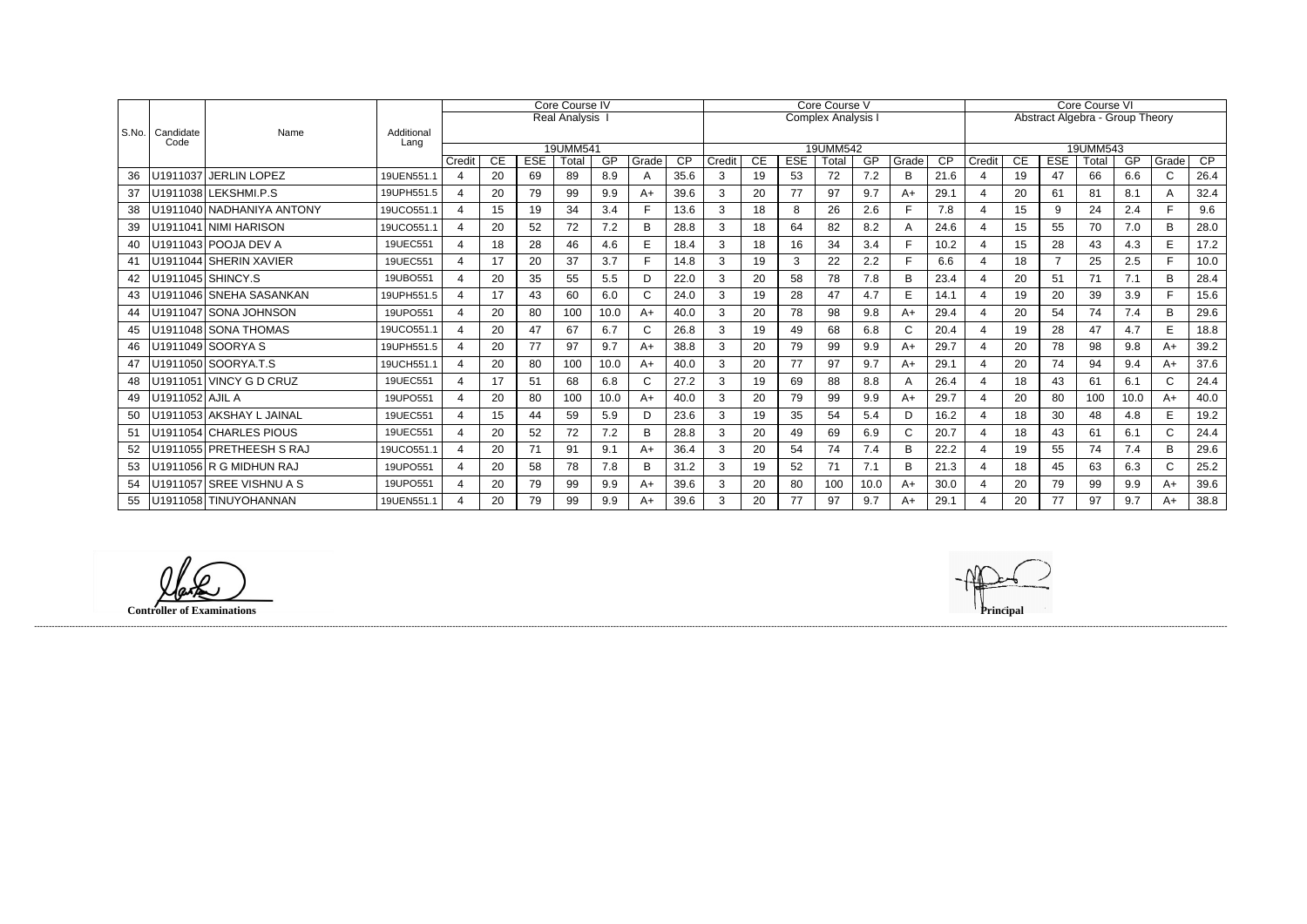| S.No. | Candidate Code | Name | Additional Lang | Core Course IV Real Analysis I 19UMM541 | | | | | | | Core Course V Complex Analysis I 19UMM542 | | | | | | | Core Course VI Abstract Algebra - Group Theory 19UMM543 | | | | | | |
|---|---|---|---|---|---|---|---|---|---|---|---|---|---|---|---|---|---|---|---|---|---|---|---|---|
| | | | | Credit | CE | ESE | Total | GP | Grade | CP | Credit | CE | ESE | Total | GP | Grade | CP | Credit | CE | ESE | Total | GP | Grade | CP |
| 36 | U1911037 | JERLIN LOPEZ | 19UEN551.1 | 4 | 20 | 69 | 89 | 8.9 | A | 35.6 | 3 | 19 | 53 | 72 | 7.2 | B | 21.6 | 4 | 19 | 47 | 66 | 6.6 | C | 26.4 |
| 37 | U1911038 | LEKSHMI.P.S | 19UPH551.5 | 4 | 20 | 79 | 99 | 9.9 | A+ | 39.6 | 3 | 20 | 77 | 97 | 9.7 | A+ | 29.1 | 4 | 20 | 61 | 81 | 8.1 | A | 32.4 |
| 38 | U1911040 | NADHANIYA ANTONY | 19UCO551.1 | 4 | 15 | 19 | 34 | 3.4 | F | 13.6 | 3 | 18 | 8 | 26 | 2.6 | F | 7.8 | 4 | 15 | 9 | 24 | 2.4 | F | 9.6 |
| 39 | U1911041 | NIMI HARISON | 19UCO551.1 | 4 | 20 | 52 | 72 | 7.2 | B | 28.8 | 3 | 18 | 64 | 82 | 8.2 | A | 24.6 | 4 | 15 | 55 | 70 | 7.0 | B | 28.0 |
| 40 | U1911043 | POOJA DEV A | 19UEC551 | 4 | 18 | 28 | 46 | 4.6 | E | 18.4 | 3 | 18 | 16 | 34 | 3.4 | F | 10.2 | 4 | 15 | 28 | 43 | 4.3 | E | 17.2 |
| 41 | U1911044 | SHERIN XAVIER | 19UEC551 | 4 | 17 | 20 | 37 | 3.7 | F | 14.8 | 3 | 19 | 3 | 22 | 2.2 | F | 6.6 | 4 | 18 | 7 | 25 | 2.5 | F | 10.0 |
| 42 | U1911045 | SHINCY.S | 19UBO551 | 4 | 20 | 35 | 55 | 5.5 | D | 22.0 | 3 | 20 | 58 | 78 | 7.8 | B | 23.4 | 4 | 20 | 51 | 71 | 7.1 | B | 28.4 |
| 43 | U1911046 | SNEHA SASANKAN | 19UPH551.5 | 4 | 17 | 43 | 60 | 6.0 | C | 24.0 | 3 | 19 | 28 | 47 | 4.7 | E | 14.1 | 4 | 19 | 20 | 39 | 3.9 | F | 15.6 |
| 44 | U1911047 | SONA JOHNSON | 19UPO551 | 4 | 20 | 80 | 100 | 10.0 | A+ | 40.0 | 3 | 20 | 78 | 98 | 9.8 | A+ | 29.4 | 4 | 20 | 54 | 74 | 7.4 | B | 29.6 |
| 45 | U1911048 | SONA THOMAS | 19UCO551.1 | 4 | 20 | 47 | 67 | 6.7 | C | 26.8 | 3 | 19 | 49 | 68 | 6.8 | C | 20.4 | 4 | 19 | 28 | 47 | 4.7 | E | 18.8 |
| 46 | U1911049 | SOORYA S | 19UPH551.5 | 4 | 20 | 77 | 97 | 9.7 | A+ | 38.8 | 3 | 20 | 79 | 99 | 9.9 | A+ | 29.7 | 4 | 20 | 78 | 98 | 9.8 | A+ | 39.2 |
| 47 | U1911050 | SOORYA.T.S | 19UCH551.1 | 4 | 20 | 80 | 100 | 10.0 | A+ | 40.0 | 3 | 20 | 77 | 97 | 9.7 | A+ | 29.1 | 4 | 20 | 74 | 94 | 9.4 | A+ | 37.6 |
| 48 | U1911051 | VINCY G D CRUZ | 19UEC551 | 4 | 17 | 51 | 68 | 6.8 | C | 27.2 | 3 | 19 | 69 | 88 | 8.8 | A | 26.4 | 4 | 18 | 43 | 61 | 6.1 | C | 24.4 |
| 49 | U1911052 | AJIL A | 19UPO551 | 4 | 20 | 80 | 100 | 10.0 | A+ | 40.0 | 3 | 20 | 79 | 99 | 9.9 | A+ | 29.7 | 4 | 20 | 80 | 100 | 10.0 | A+ | 40.0 |
| 50 | U1911053 | AKSHAY L JAINAL | 19UEC551 | 4 | 15 | 44 | 59 | 5.9 | D | 23.6 | 3 | 19 | 35 | 54 | 5.4 | D | 16.2 | 4 | 18 | 30 | 48 | 4.8 | E | 19.2 |
| 51 | U1911054 | CHARLES PIOUS | 19UEC551 | 4 | 20 | 52 | 72 | 7.2 | B | 28.8 | 3 | 20 | 49 | 69 | 6.9 | C | 20.7 | 4 | 18 | 43 | 61 | 6.1 | C | 24.4 |
| 52 | U1911055 | PRETHEESH S RAJ | 19UCO551.1 | 4 | 20 | 71 | 91 | 9.1 | A+ | 36.4 | 3 | 20 | 54 | 74 | 7.4 | B | 22.2 | 4 | 19 | 55 | 74 | 7.4 | B | 29.6 |
| 53 | U1911056 | R G MIDHUN RAJ | 19UPO551 | 4 | 20 | 58 | 78 | 7.8 | B | 31.2 | 3 | 19 | 52 | 71 | 7.1 | B | 21.3 | 4 | 18 | 45 | 63 | 6.3 | C | 25.2 |
| 54 | U1911057 | SREE VISHNU A S | 19UPO551 | 4 | 20 | 79 | 99 | 9.9 | A+ | 39.6 | 3 | 20 | 80 | 100 | 10.0 | A+ | 30.0 | 4 | 20 | 79 | 99 | 9.9 | A+ | 39.6 |
| 55 | U1911058 | TINUYOHANNAN | 19UEN551.1 | 4 | 20 | 79 | 99 | 9.9 | A+ | 39.6 | 3 | 20 | 77 | 97 | 9.7 | A+ | 29.1 | 4 | 20 | 77 | 97 | 9.7 | A+ | 38.8 |

**Controller of Examinations**

**Principal**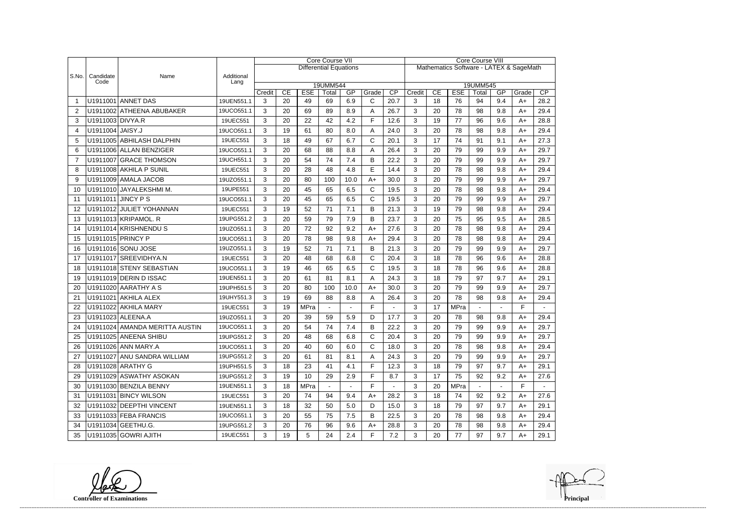| S.No. | Candidate Code | Name | Additional Lang | Core Course VII | | | | | | | Core Course VIII | | | | | | |
|---|---|---|---|---|---|---|---|---|---|---|---|---|---|---|---|---|---|
| | | | | Differential Equations | | | | | | | Mathematics Software - LATEX & SageMath | | | | | | |
| | | | | 19UMM544 | | | | | | | 19UMM545 | | | | | | |
| | | | | Credit | CE | ESE | Total | GP | Grade | CP | Credit | CE | ESE | Total | GP | Grade | CP |
| 1 | U1911001 | ANNET DAS | 19UEN551.1 | 3 | 20 | 49 | 69 | 6.9 | C | 20.7 | 3 | 18 | 76 | 94 | 9.4 | A+ | 28.2 |
| 2 | U1911002 | ATHEENA ABUBAKER | 19UCO551.1 | 3 | 20 | 69 | 89 | 8.9 | A | 26.7 | 3 | 20 | 78 | 98 | 9.8 | A+ | 29.4 |
| 3 | U1911003 | DIVYA.R | 19UEC551 | 3 | 20 | 22 | 42 | 4.2 | F | 12.6 | 3 | 19 | 77 | 96 | 9.6 | A+ | 28.8 |
| 4 | U1911004 | JAISY.J | 19UCO551.1 | 3 | 19 | 61 | 80 | 8.0 | A | 24.0 | 3 | 20 | 78 | 98 | 9.8 | A+ | 29.4 |
| 5 | U1911005 | ABHILASH DALPHIN | 19UEC551 | 3 | 18 | 49 | 67 | 6.7 | C | 20.1 | 3 | 17 | 74 | 91 | 9.1 | A+ | 27.3 |
| 6 | U1911006 | ALLAN BENZIGER | 19UCO551.1 | 3 | 20 | 68 | 88 | 8.8 | A | 26.4 | 3 | 20 | 79 | 99 | 9.9 | A+ | 29.7 |
| 7 | U1911007 | GRACE THOMSON | 19UCH551.1 | 3 | 20 | 54 | 74 | 7.4 | B | 22.2 | 3 | 20 | 79 | 99 | 9.9 | A+ | 29.7 |
| 8 | U1911008 | AKHILA P SUNIL | 19UEC551 | 3 | 20 | 28 | 48 | 4.8 | E | 14.4 | 3 | 20 | 78 | 98 | 9.8 | A+ | 29.4 |
| 9 | U1911009 | AMALA JACOB | 19UZO551.1 | 3 | 20 | 80 | 100 | 10.0 | A+ | 30.0 | 3 | 20 | 79 | 99 | 9.9 | A+ | 29.7 |
| 10 | U1911010 | JAYALEKSHMI M. | 19UPE551 | 3 | 20 | 45 | 65 | 6.5 | C | 19.5 | 3 | 20 | 78 | 98 | 9.8 | A+ | 29.4 |
| 11 | U1911011 | JINCY P S | 19UCO551.1 | 3 | 20 | 45 | 65 | 6.5 | C | 19.5 | 3 | 20 | 79 | 99 | 9.9 | A+ | 29.7 |
| 12 | U1911012 | JULIET YOHANNAN | 19UEC551 | 3 | 19 | 52 | 71 | 7.1 | B | 21.3 | 3 | 19 | 79 | 98 | 9.8 | A+ | 29.4 |
| 13 | U1911013 | KRIPAMOL. R | 19UPG551.2 | 3 | 20 | 59 | 79 | 7.9 | B | 23.7 | 3 | 20 | 75 | 95 | 9.5 | A+ | 28.5 |
| 14 | U1911014 | KRISHNENDU S | 19UZO551.1 | 3 | 20 | 72 | 92 | 9.2 | A+ | 27.6 | 3 | 20 | 78 | 98 | 9.8 | A+ | 29.4 |
| 15 | U1911015 | PRINCY P | 19UCO551.1 | 3 | 20 | 78 | 98 | 9.8 | A+ | 29.4 | 3 | 20 | 78 | 98 | 9.8 | A+ | 29.4 |
| 16 | U1911016 | SONU JOSE | 19UZO551.1 | 3 | 19 | 52 | 71 | 7.1 | B | 21.3 | 3 | 20 | 79 | 99 | 9.9 | A+ | 29.7 |
| 17 | U1911017 | SREEVIDHYA.N | 19UEC551 | 3 | 20 | 48 | 68 | 6.8 | C | 20.4 | 3 | 18 | 78 | 96 | 9.6 | A+ | 28.8 |
| 18 | U1911018 | STENY SEBASTIAN | 19UCO551.1 | 3 | 19 | 46 | 65 | 6.5 | C | 19.5 | 3 | 18 | 78 | 96 | 9.6 | A+ | 28.8 |
| 19 | U1911019 | DERIN D ISSAC | 19UEN551.1 | 3 | 20 | 61 | 81 | 8.1 | A | 24.3 | 3 | 18 | 79 | 97 | 9.7 | A+ | 29.1 |
| 20 | U1911020 | AARATHY A S | 19UPH551.5 | 3 | 20 | 80 | 100 | 10.0 | A+ | 30.0 | 3 | 20 | 79 | 99 | 9.9 | A+ | 29.7 |
| 21 | U1911021 | AKHILA ALEX | 19UHY551.3 | 3 | 19 | 69 | 88 | 8.8 | A | 26.4 | 3 | 20 | 78 | 98 | 9.8 | A+ | 29.4 |
| 22 | U1911022 | AKHILA MARY | 19UEC551 | 3 | 19 | MPra | - | - | F | - | 3 | 17 | MPra | - | - | F | - |
| 23 | U1911023 | ALEENA.A | 19UZO551.1 | 3 | 20 | 39 | 59 | 5.9 | D | 17.7 | 3 | 20 | 78 | 98 | 9.8 | A+ | 29.4 |
| 24 | U1911024 | AMANDA MERITTA AUSTIN | 19UCO551.1 | 3 | 20 | 54 | 74 | 7.4 | B | 22.2 | 3 | 20 | 79 | 99 | 9.9 | A+ | 29.7 |
| 25 | U1911025 | ANEENA SHIBU | 19UPG551.2 | 3 | 20 | 48 | 68 | 6.8 | C | 20.4 | 3 | 20 | 79 | 99 | 9.9 | A+ | 29.7 |
| 26 | U1911026 | ANN MARY.A | 19UCO551.1 | 3 | 20 | 40 | 60 | 6.0 | C | 18.0 | 3 | 20 | 78 | 98 | 9.8 | A+ | 29.4 |
| 27 | U1911027 | ANU SANDRA WILLIAM | 19UPG551.2 | 3 | 20 | 61 | 81 | 8.1 | A | 24.3 | 3 | 20 | 79 | 99 | 9.9 | A+ | 29.7 |
| 28 | U1911028 | ARATHY G | 19UPH551.5 | 3 | 18 | 23 | 41 | 4.1 | F | 12.3 | 3 | 18 | 79 | 97 | 9.7 | A+ | 29.1 |
| 29 | U1911029 | ASWATHY ASOKAN | 19UPG551.2 | 3 | 19 | 10 | 29 | 2.9 | F | 8.7 | 3 | 17 | 75 | 92 | 9.2 | A+ | 27.6 |
| 30 | U1911030 | BENZILA BENNY | 19UEN551.1 | 3 | 18 | MPra | - | - | F | - | 3 | 20 | MPra | - | - | F | - |
| 31 | U1911031 | BINCY WILSON | 19UEC551 | 3 | 20 | 74 | 94 | 9.4 | A+ | 28.2 | 3 | 18 | 74 | 92 | 9.2 | A+ | 27.6 |
| 32 | U1911032 | DEEPTHI VINCENT | 19UEN551.1 | 3 | 18 | 32 | 50 | 5.0 | D | 15.0 | 3 | 18 | 79 | 97 | 9.7 | A+ | 29.1 |
| 33 | U1911033 | FEBA FRANCIS | 19UCO551.1 | 3 | 20 | 55 | 75 | 7.5 | B | 22.5 | 3 | 20 | 78 | 98 | 9.8 | A+ | 29.4 |
| 34 | U1911034 | GEETHU.G. | 19UPG551.2 | 3 | 20 | 76 | 96 | 9.6 | A+ | 28.8 | 3 | 20 | 78 | 98 | 9.8 | A+ | 29.4 |
| 35 | U1911035 | GOWRI AJITH | 19UEC551 | 3 | 19 | 5 | 24 | 2.4 | F | 7.2 | 3 | 20 | 77 | 97 | 9.7 | A+ | 29.1 |

**Controller of Examinations**

**Principal**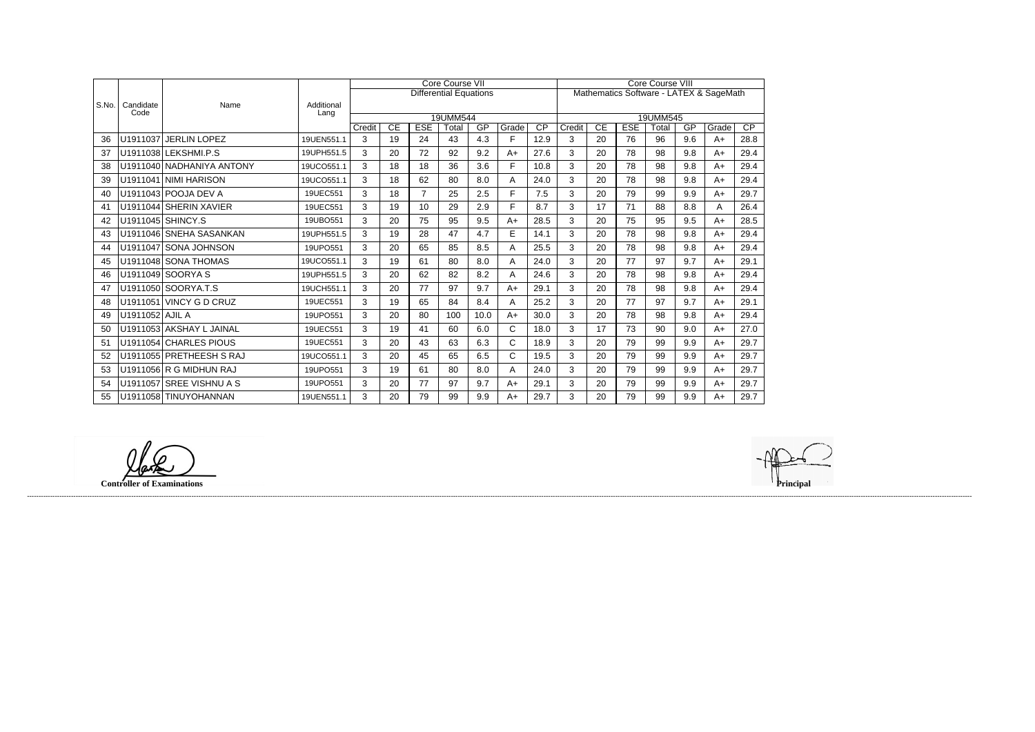| S.No. | Candidate Code | Name | Additional Lang | Core Course VII Differential Equations 19UMM544 | | | | | | | Core Course VIII Mathematics Software - LATEX & SageMath 19UMM545 | | | | | | |
|---|---|---|---|---|---|---|---|---|---|---|---|---|---|---|---|---|---|
| | | | | Credit | CE | ESE | Total | GP | Grade | CP | Credit | CE | ESE | Total | GP | Grade | CP |
| 36 | U1911037 | JERLIN LOPEZ | 19UEN551.1 | 3 | 19 | 24 | 43 | 4.3 | F | 12.9 | 3 | 20 | 76 | 96 | 9.6 | A+ | 28.8 |
| 37 | U1911038 | LEKSHMI.P.S | 19UPH551.5 | 3 | 20 | 72 | 92 | 9.2 | A+ | 27.6 | 3 | 20 | 78 | 98 | 9.8 | A+ | 29.4 |
| 38 | U1911040 | NADHANIYA ANTONY | 19UCO551.1 | 3 | 18 | 18 | 36 | 3.6 | F | 10.8 | 3 | 20 | 78 | 98 | 9.8 | A+ | 29.4 |
| 39 | U1911041 | NIMI HARISON | 19UCO551.1 | 3 | 18 | 62 | 80 | 8.0 | A | 24.0 | 3 | 20 | 78 | 98 | 9.8 | A+ | 29.4 |
| 40 | U1911043 | POOJA DEV A | 19UEC551 | 3 | 18 | 7 | 25 | 2.5 | F | 7.5 | 3 | 20 | 79 | 99 | 9.9 | A+ | 29.7 |
| 41 | U1911044 | SHERIN XAVIER | 19UEC551 | 3 | 19 | 10 | 29 | 2.9 | F | 8.7 | 3 | 17 | 71 | 88 | 8.8 | A | 26.4 |
| 42 | U1911045 | SHINCY.S | 19UBO551 | 3 | 20 | 75 | 95 | 9.5 | A+ | 28.5 | 3 | 20 | 75 | 95 | 9.5 | A+ | 28.5 |
| 43 | U1911046 | SNEHA SASANKAN | 19UPH551.5 | 3 | 19 | 28 | 47 | 4.7 | E | 14.1 | 3 | 20 | 78 | 98 | 9.8 | A+ | 29.4 |
| 44 | U1911047 | SONA JOHNSON | 19UPO551 | 3 | 20 | 65 | 85 | 8.5 | A | 25.5 | 3 | 20 | 78 | 98 | 9.8 | A+ | 29.4 |
| 45 | U1911048 | SONA THOMAS | 19UCO551.1 | 3 | 19 | 61 | 80 | 8.0 | A | 24.0 | 3 | 20 | 77 | 97 | 9.7 | A+ | 29.1 |
| 46 | U1911049 | SOORYA S | 19UPH551.5 | 3 | 20 | 62 | 82 | 8.2 | A | 24.6 | 3 | 20 | 78 | 98 | 9.8 | A+ | 29.4 |
| 47 | U1911050 | SOORYA.T.S | 19UCH551.1 | 3 | 20 | 77 | 97 | 9.7 | A+ | 29.1 | 3 | 20 | 78 | 98 | 9.8 | A+ | 29.4 |
| 48 | U1911051 | VINCY G D CRUZ | 19UEC551 | 3 | 19 | 65 | 84 | 8.4 | A | 25.2 | 3 | 20 | 77 | 97 | 9.7 | A+ | 29.1 |
| 49 | U1911052 | AJIL A | 19UPO551 | 3 | 20 | 80 | 100 | 10.0 | A+ | 30.0 | 3 | 20 | 78 | 98 | 9.8 | A+ | 29.4 |
| 50 | U1911053 | AKSHAY L JAINAL | 19UEC551 | 3 | 19 | 41 | 60 | 6.0 | C | 18.0 | 3 | 17 | 73 | 90 | 9.0 | A+ | 27.0 |
| 51 | U1911054 | CHARLES PIOUS | 19UEC551 | 3 | 20 | 43 | 63 | 6.3 | C | 18.9 | 3 | 20 | 79 | 99 | 9.9 | A+ | 29.7 |
| 52 | U1911055 | PRETHEESH S RAJ | 19UCO551.1 | 3 | 20 | 45 | 65 | 6.5 | C | 19.5 | 3 | 20 | 79 | 99 | 9.9 | A+ | 29.7 |
| 53 | U1911056 | R G MIDHUN RAJ | 19UPO551 | 3 | 19 | 61 | 80 | 8.0 | A | 24.0 | 3 | 20 | 79 | 99 | 9.9 | A+ | 29.7 |
| 54 | U1911057 | SREE VISHNU A S | 19UPO551 | 3 | 20 | 77 | 97 | 9.7 | A+ | 29.1 | 3 | 20 | 79 | 99 | 9.9 | A+ | 29.7 |
| 55 | U1911058 | TINUYOHANNAN | 19UEN551.1 | 3 | 20 | 79 | 99 | 9.9 | A+ | 29.7 | 3 | 20 | 79 | 99 | 9.9 | A+ | 29.7 |

**Controller of Examinations**

**Principal**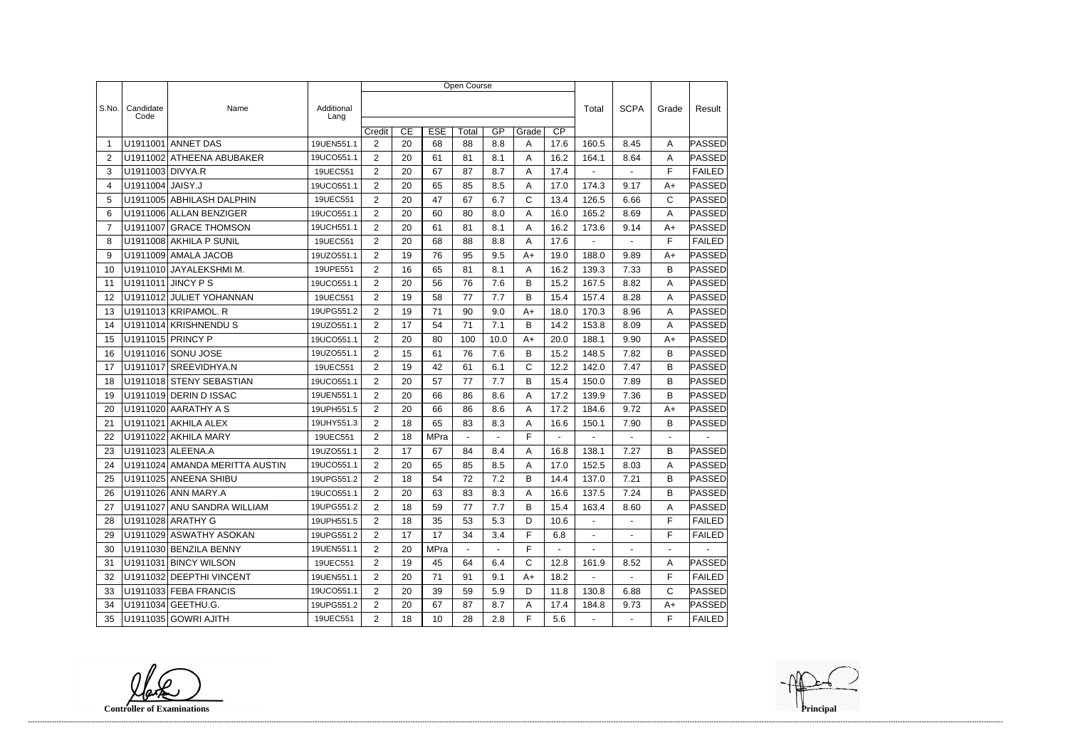| S.No. | Candidate Code | Name | Additional Lang | Open Course | | | | | | | Total | SCPA | Grade | Result |
|---|---|---|---|---|---|---|---|---|---|---|---|---|---|---|
| | | | | Credit | CE | ESE | Total | GP | Grade | CP | | | | |
| 1 | U1911001 | ANNET DAS | 19UEN551.1 | 2 | 20 | 68 | 88 | 8.8 | A | 17.6 | 160.5 | 8.45 | A | PASSED |
| 2 | U1911002 | ATHEENA ABUBAKER | 19UCO551.1 | 2 | 20 | 61 | 81 | 8.1 | A | 16.2 | 164.1 | 8.64 | A | PASSED |
| 3 | U1911003 | DIVYA.R | 19UEC551 | 2 | 20 | 67 | 87 | 8.7 | A | 17.4 | - | - | F | FAILED |
| 4 | U1911004 | JAISY.J | 19UCO551.1 | 2 | 20 | 65 | 85 | 8.5 | A | 17.0 | 174.3 | 9.17 | A+ | PASSED |
| 5 | U1911005 | ABHILASH DALPHIN | 19UEC551 | 2 | 20 | 47 | 67 | 6.7 | C | 13.4 | 126.5 | 6.66 | C | PASSED |
| 6 | U1911006 | ALLAN BENZIGER | 19UCO551.1 | 2 | 20 | 60 | 80 | 8.0 | A | 16.0 | 165.2 | 8.69 | A | PASSED |
| 7 | U1911007 | GRACE THOMSON | 19UCH551.1 | 2 | 20 | 61 | 81 | 8.1 | A | 16.2 | 173.6 | 9.14 | A+ | PASSED |
| 8 | U1911008 | AKHILA P SUNIL | 19UEC551 | 2 | 20 | 68 | 88 | 8.8 | A | 17.6 | - | - | F | FAILED |
| 9 | U1911009 | AMALA JACOB | 19UZO551.1 | 2 | 19 | 76 | 95 | 9.5 | A+ | 19.0 | 188.0 | 9.89 | A+ | PASSED |
| 10 | U1911010 | JAYALEKSHMI M. | 19UPE551 | 2 | 16 | 65 | 81 | 8.1 | A | 16.2 | 139.3 | 7.33 | B | PASSED |
| 11 | U1911011 | JINCY P S | 19UCO551.1 | 2 | 20 | 56 | 76 | 7.6 | B | 15.2 | 167.5 | 8.82 | A | PASSED |
| 12 | U1911012 | JULIET YOHANNAN | 19UEC551 | 2 | 19 | 58 | 77 | 7.7 | B | 15.4 | 157.4 | 8.28 | A | PASSED |
| 13 | U1911013 | KRIPAMOL. R | 19UPG551.2 | 2 | 19 | 71 | 90 | 9.0 | A+ | 18.0 | 170.3 | 8.96 | A | PASSED |
| 14 | U1911014 | KRISHNENDU S | 19UZO551.1 | 2 | 17 | 54 | 71 | 7.1 | B | 14.2 | 153.8 | 8.09 | A | PASSED |
| 15 | U1911015 | PRINCY P | 19UCO551.1 | 2 | 20 | 80 | 100 | 10.0 | A+ | 20.0 | 188.1 | 9.90 | A+ | PASSED |
| 16 | U1911016 | SONU JOSE | 19UZO551.1 | 2 | 15 | 61 | 76 | 7.6 | B | 15.2 | 148.5 | 7.82 | B | PASSED |
| 17 | U1911017 | SREEVIDHYA.N | 19UEC551 | 2 | 19 | 42 | 61 | 6.1 | C | 12.2 | 142.0 | 7.47 | B | PASSED |
| 18 | U1911018 | STENY SEBASTIAN | 19UCO551.1 | 2 | 20 | 57 | 77 | 7.7 | B | 15.4 | 150.0 | 7.89 | B | PASSED |
| 19 | U1911019 | DERIN D ISSAC | 19UEN551.1 | 2 | 20 | 66 | 86 | 8.6 | A | 17.2 | 139.9 | 7.36 | B | PASSED |
| 20 | U1911020 | AARATHY A S | 19UPH551.5 | 2 | 20 | 66 | 86 | 8.6 | A | 17.2 | 184.6 | 9.72 | A+ | PASSED |
| 21 | U1911021 | AKHILA ALEX | 19UHY551.3 | 2 | 18 | 65 | 83 | 8.3 | A | 16.6 | 150.1 | 7.90 | B | PASSED |
| 22 | U1911022 | AKHILA MARY | 19UEC551 | 2 | 18 | MPra | - | - | F | - | - | - | - | - |
| 23 | U1911023 | ALEENA.A | 19UZO551.1 | 2 | 17 | 67 | 84 | 8.4 | A | 16.8 | 138.1 | 7.27 | B | PASSED |
| 24 | U1911024 | AMANDA MERITTA AUSTIN | 19UCO551.1 | 2 | 20 | 65 | 85 | 8.5 | A | 17.0 | 152.5 | 8.03 | A | PASSED |
| 25 | U1911025 | ANEENA SHIBU | 19UPG551.2 | 2 | 18 | 54 | 72 | 7.2 | B | 14.4 | 137.0 | 7.21 | B | PASSED |
| 26 | U1911026 | ANN MARY.A | 19UCO551.1 | 2 | 20 | 63 | 83 | 8.3 | A | 16.6 | 137.5 | 7.24 | B | PASSED |
| 27 | U1911027 | ANU SANDRA WILLIAM | 19UPG551.2 | 2 | 18 | 59 | 77 | 7.7 | B | 15.4 | 163.4 | 8.60 | A | PASSED |
| 28 | U1911028 | ARATHY G | 19UPH551.5 | 2 | 18 | 35 | 53 | 5.3 | D | 10.6 | - | - | F | FAILED |
| 29 | U1911029 | ASWATHY ASOKAN | 19UPG551.2 | 2 | 17 | 17 | 34 | 3.4 | F | 6.8 | - | - | F | FAILED |
| 30 | U1911030 | BENZILA BENNY | 19UEN551.1 | 2 | 20 | MPra | - | - | F | - | - | - | - | - |
| 31 | U1911031 | BINCY WILSON | 19UEC551 | 2 | 19 | 45 | 64 | 6.4 | C | 12.8 | 161.9 | 8.52 | A | PASSED |
| 32 | U1911032 | DEEPTHI VINCENT | 19UEN551.1 | 2 | 20 | 71 | 91 | 9.1 | A+ | 18.2 | - | - | F | FAILED |
| 33 | U1911033 | FEBA FRANCIS | 19UCO551.1 | 2 | 20 | 39 | 59 | 5.9 | D | 11.8 | 130.8 | 6.88 | C | PASSED |
| 34 | U1911034 | GEETHU.G. | 19UPG551.2 | 2 | 20 | 67 | 87 | 8.7 | A | 17.4 | 184.8 | 9.73 | A+ | PASSED |
| 35 | U1911035 | GOWRI AJITH | 19UEC551 | 2 | 18 | 10 | 28 | 2.8 | F | 5.6 | - | - | F | FAILED |

**Controller of Examinations** **Principal**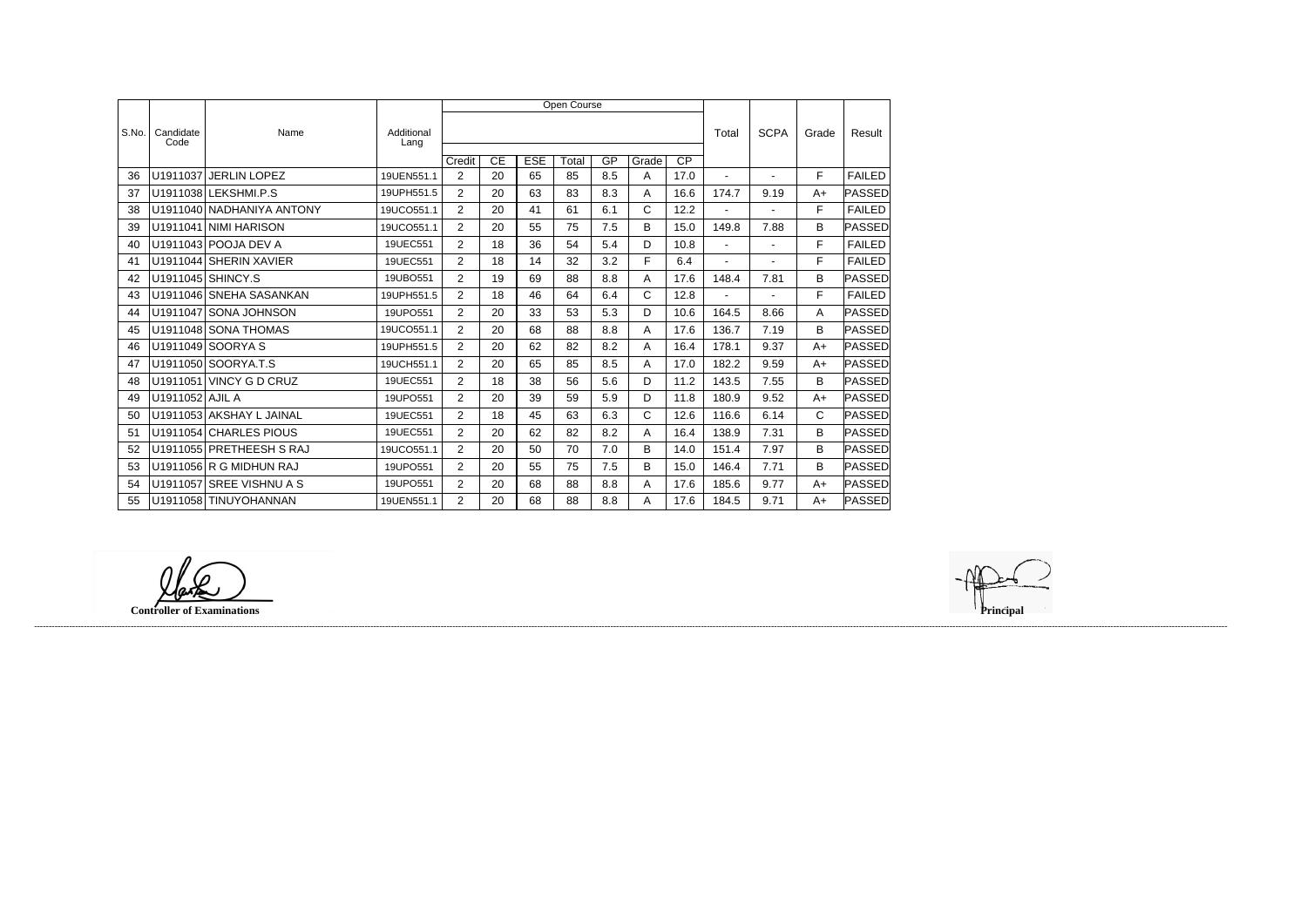| S.No. | Candidate Code | Name | Additional Lang | Open Course | | | | | | | Total | SCPA | Grade | Result |
|---|---|---|---|---|---|---|---|---|---|---|---|---|---|---|
| | | | | Credit | CE | ESE | Total | GP | Grade | CP | | | | |
| 36 | U1911037 | JERLIN LOPEZ | 19UEN551.1 | 2 | 20 | 65 | 85 | 8.5 | A | 17.0 | - | - | F | FAILED |
| 37 | U1911038 | LEKSHMI.P.S | 19UPH551.5 | 2 | 20 | 63 | 83 | 8.3 | A | 16.6 | 174.7 | 9.19 | A+ | PASSED |
| 38 | U1911040 | NADHANIYA ANTONY | 19UCO551.1 | 2 | 20 | 41 | 61 | 6.1 | C | 12.2 | - | - | F | FAILED |
| 39 | U1911041 | NIMI HARISON | 19UCO551.1 | 2 | 20 | 55 | 75 | 7.5 | B | 15.0 | 149.8 | 7.88 | B | PASSED |
| 40 | U1911043 | POOJA DEV A | 19UEC551 | 2 | 18 | 36 | 54 | 5.4 | D | 10.8 | - | - | F | FAILED |
| 41 | U1911044 | SHERIN XAVIER | 19UEC551 | 2 | 18 | 14 | 32 | 3.2 | F | 6.4 | - | - | F | FAILED |
| 42 | U1911045 | SHINCY.S | 19UBO551 | 2 | 19 | 69 | 88 | 8.8 | A | 17.6 | 148.4 | 7.81 | B | PASSED |
| 43 | U1911046 | SNEHA SASANKAN | 19UPH551.5 | 2 | 18 | 46 | 64 | 6.4 | C | 12.8 | - | - | F | FAILED |
| 44 | U1911047 | SONA JOHNSON | 19UPO551 | 2 | 20 | 33 | 53 | 5.3 | D | 10.6 | 164.5 | 8.66 | A | PASSED |
| 45 | U1911048 | SONA THOMAS | 19UCO551.1 | 2 | 20 | 68 | 88 | 8.8 | A | 17.6 | 136.7 | 7.19 | B | PASSED |
| 46 | U1911049 | SOORYA S | 19UPH551.5 | 2 | 20 | 62 | 82 | 8.2 | A | 16.4 | 178.1 | 9.37 | A+ | PASSED |
| 47 | U1911050 | SOORYA.T.S | 19UCH551.1 | 2 | 20 | 65 | 85 | 8.5 | A | 17.0 | 182.2 | 9.59 | A+ | PASSED |
| 48 | U1911051 | VINCY G D CRUZ | 19UEC551 | 2 | 18 | 38 | 56 | 5.6 | D | 11.2 | 143.5 | 7.55 | B | PASSED |
| 49 | U1911052 | AJIL A | 19UPO551 | 2 | 20 | 39 | 59 | 5.9 | D | 11.8 | 180.9 | 9.52 | A+ | PASSED |
| 50 | U1911053 | AKSHAY L JAINAL | 19UEC551 | 2 | 18 | 45 | 63 | 6.3 | C | 12.6 | 116.6 | 6.14 | C | PASSED |
| 51 | U1911054 | CHARLES PIOUS | 19UEC551 | 2 | 20 | 62 | 82 | 8.2 | A | 16.4 | 138.9 | 7.31 | B | PASSED |
| 52 | U1911055 | PRETHEESH S RAJ | 19UCO551.1 | 2 | 20 | 50 | 70 | 7.0 | B | 14.0 | 151.4 | 7.97 | B | PASSED |
| 53 | U1911056 | R G MIDHUN RAJ | 19UPO551 | 2 | 20 | 55 | 75 | 7.5 | B | 15.0 | 146.4 | 7.71 | B | PASSED |
| 54 | U1911057 | SREE VISHNU A S | 19UPO551 | 2 | 20 | 68 | 88 | 8.8 | A | 17.6 | 185.6 | 9.77 | A+ | PASSED |
| 55 | U1911058 | TINUYOHANNAN | 19UEN551.1 | 2 | 20 | 68 | 88 | 8.8 | A | 17.6 | 184.5 | 9.71 | A+ | PASSED |

**Controller of Examinations**

**Principal**